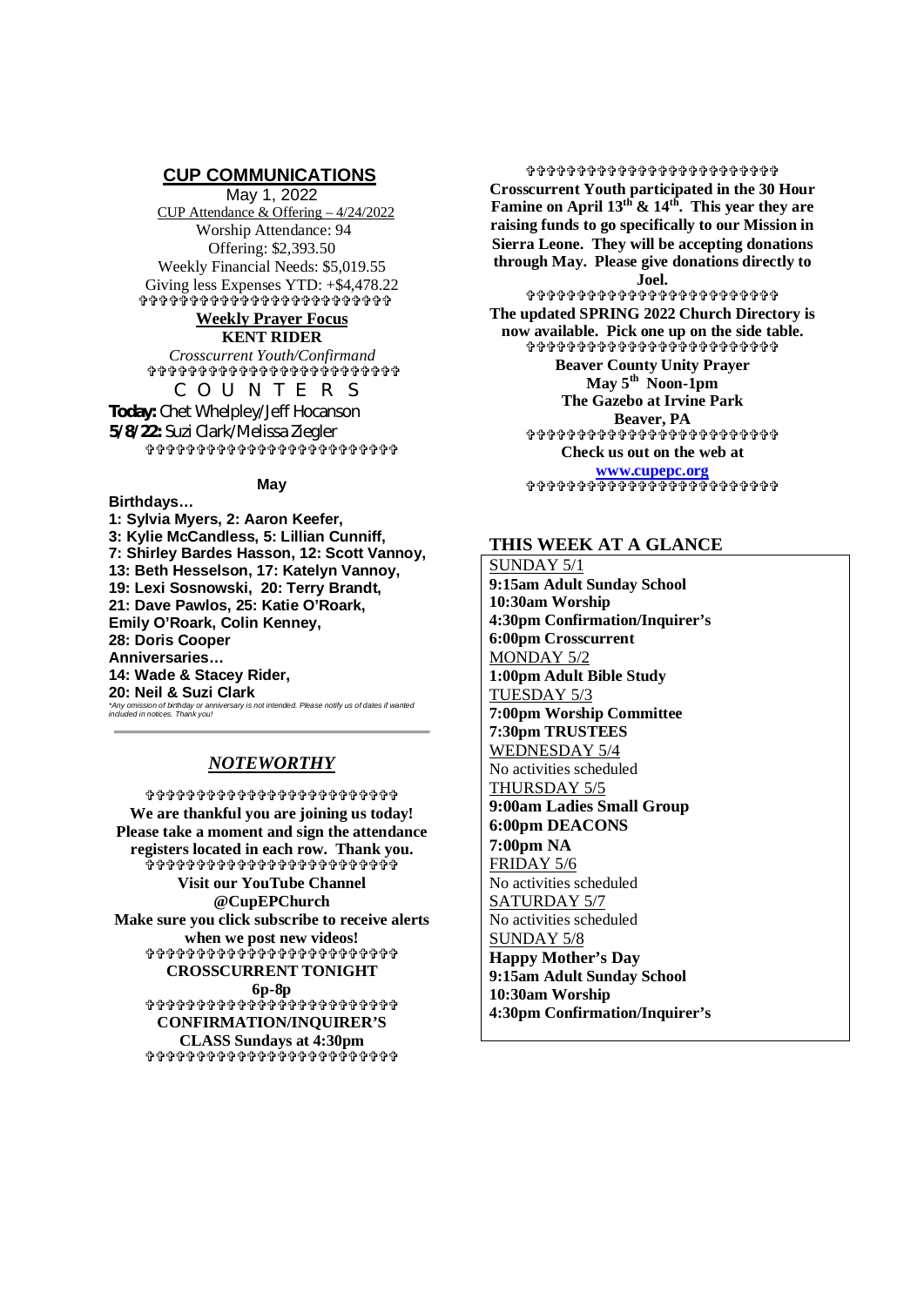## CUP COMMUNICATIONS

May 1, 2022

CUP Attendance & Offering – 4/24/2022

Worship Attendance: 94

Offering: $2,393.50

Weekly Financial Needs: $5,019.55

Giving less Expenses YTD: +$4,478.22

✞✞✞✞✞✞✞✞✞✞✞✞✞✞✞✞✞✞✞✞✞✞✞✞

**Weekly Prayer Focus**

**KENT RIDER**

*Crosscurrent Youth/Confirmand*

✞✞✞✞✞✞✞✞✞✞✞✞✞✞✞✞✞✞✞✞✞✞✞✞

C O U N T E R S

**Today:** Chet Whelpley/Jeff Hocanson

**5/8/22:** Suzi Clark/Melissa Ziegler

✞✞✞✞✞✞✞✞✞✞✞✞✞✞✞✞✞✞✞✞✞✞✞✞

**May**

**Birthdays…**

**1: Sylvia Myers, 2: Aaron Keefer,**
**3: Kylie McCandless, 5: Lillian Cunniff,**
**7: Shirley Bardes Hasson, 12: Scott Vannoy,**
**13: Beth Hesselson, 17: Katelyn Vannoy,**
**19: Lexi Sosnowski, 20: Terry Brandt,**
**21: Dave Pawlos, 25: Katie O'Roark,**
**Emily O'Roark, Colin Kenney,**
**28: Doris Cooper**

**Anniversaries…**

**14: Wade & Stacey Rider,**
**20: Neil & Suzi Clark**

*\*Any omission of birthday or anniversary is not intended. Please notify us of dates if wanted included in notices. Thank you!*

## *NOTEWORTHY*

✞✞✞✞✞✞✞✞✞✞✞✞✞✞✞✞✞✞✞✞✞✞✞✞

**We are thankful you are joining us today! Please take a moment and sign the attendance registers located in each row. Thank you.**

✞✞✞✞✞✞✞✞✞✞✞✞✞✞✞✞✞✞✞✞✞✞✞✞

**Visit our YouTube Channel**
**@CupEPChurch**
**Make sure you click subscribe to receive alerts when we post new videos!**

✞✞✞✞✞✞✞✞✞✞✞✞✞✞✞✞✞✞✞✞✞✞✞✞

**CROSSCURRENT TONIGHT**
**6p-8p**

✞✞✞✞✞✞✞✞✞✞✞✞✞✞✞✞✞✞✞✞✞✞✞✞

**CONFIRMATION/INQUIRER'S CLASS Sundays at 4:30pm**

✞✞✞✞✞✞✞✞✞✞✞✞✞✞✞✞✞✞✞✞✞✞✞✞

**Crosscurrent Youth participated in the 30 Hour Famine on April 13th & 14th. This year they are raising funds to go specifically to our Mission in Sierra Leone. They will be accepting donations through May. Please give donations directly to Joel.**

✞✞✞✞✞✞✞✞✞✞✞✞✞✞✞✞✞✞✞✞✞✞✞✞

**The updated SPRING 2022 Church Directory is now available. Pick one up on the side table.**

✞✞✞✞✞✞✞✞✞✞✞✞✞✞✞✞✞✞✞✞✞✞✞✞

**Beaver County Unity Prayer**
**May 5th Noon-1pm**
**The Gazebo at Irvine Park**
**Beaver, PA**

✞✞✞✞✞✞✞✞✞✞✞✞✞✞✞✞✞✞✞✞✞✞✞✞

**Check us out on the web at**
**www.cupepc.org**

✞✞✞✞✞✞✞✞✞✞✞✞✞✞✞✞✞✞✞✞✞✞✞✞

## THIS WEEK AT A GLANCE

SUNDAY 5/1
**9:15am Adult Sunday School**
**10:30am Worship**
**4:30pm Confirmation/Inquirer's**
**6:00pm Crosscurrent**

MONDAY 5/2
**1:00pm Adult Bible Study**

TUESDAY 5/3
**7:00pm Worship Committee**
**7:30pm TRUSTEES**

WEDNESDAY 5/4
No activities scheduled

THURSDAY 5/5
**9:00am Ladies Small Group**
**6:00pm DEACONS**
**7:00pm NA**

FRIDAY 5/6
No activities scheduled

SATURDAY 5/7
No activities scheduled

SUNDAY 5/8
**Happy Mother's Day**
**9:15am Adult Sunday School**
**10:30am Worship**
**4:30pm Confirmation/Inquirer's**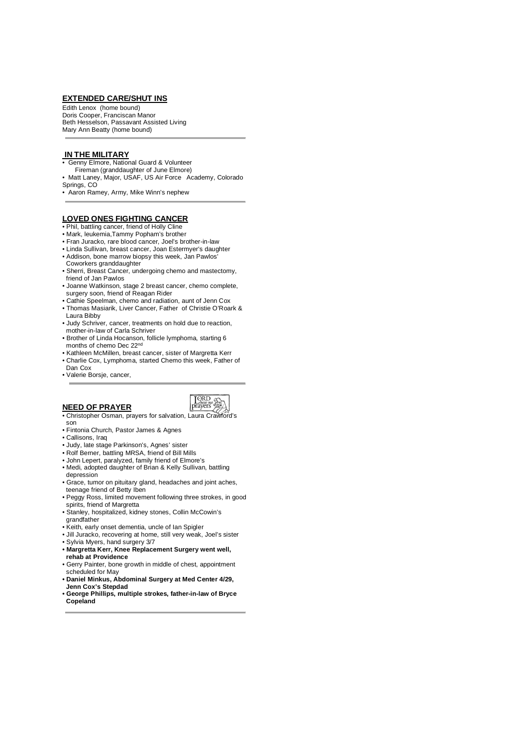## EXTENDED CARE/SHUT INS

Edith Lenox (home bound)
Doris Cooper, Franciscan Manor
Beth Hesselson, Passavant Assisted Living
Mary Ann Beatty (home bound)

## IN THE MILITARY

- Genny Elmore, National Guard & Volunteer Fireman (granddaughter of June Elmore)
- Matt Laney, Major, USAF, US Air Force Academy, Colorado Springs, CO
- Aaron Ramey, Army, Mike Winn's nephew

## LOVED ONES FIGHTING CANCER

- Phil, battling cancer, friend of Holly Cline
- Mark, leukemia, Tammy Popham's brother
- Fran Juracko, rare blood cancer, Joel's brother-in-law
- Linda Sullivan, breast cancer, Joan Estermyer's daughter
- Addison, bone marrow biopsy this week, Jan Pawlos' Coworkers granddaughter
- Sherri, Breast Cancer, undergoing chemo and mastectomy, friend of Jan Pawlos
- Joanne Watkinson, stage 2 breast cancer, chemo complete, surgery soon, friend of Reagan Rider
- Cathie Speelman, chemo and radiation, aunt of Jenn Cox
- Thomas Masiarik, Liver Cancer, Father of Christie O'Roark & Laura Bibby
- Judy Schriver, cancer, treatments on hold due to reaction, mother-in-law of Carla Schriver
- Brother of Linda Hocanson, follicle lymphoma, starting 6 months of chemo Dec 22nd
- Kathleen McMillen, breast cancer, sister of Margretta Kerr
- Charlie Cox, Lymphoma, started Chemo this week, Father of Dan Cox
- Valerie Borsje, cancer,

## NEED OF PRAYER

- Christopher Osman, prayers for salvation, Laura Crawford's son
- Fintonia Church, Pastor James & Agnes
- Callisons, Iraq
- Judy, late stage Parkinson's, Agnes' sister
- Rolf Berner, battling MRSA, friend of Bill Mills
- John Lepert, paralyzed, family friend of Elmore's
- Medi, adopted daughter of Brian & Kelly Sullivan, battling depression
- Grace, tumor on pituitary gland, headaches and joint aches, teenage friend of Betty Iben
- Peggy Ross, limited movement following three strokes, in good spirits, friend of Margretta
- Stanley, hospitalized, kidney stones, Collin McCowin's grandfather
- Keith, early onset dementia, uncle of Ian Spigler
- Jill Juracko, recovering at home, still very weak, Joel's sister
- Sylvia Myers, hand surgery 3/7
- **Margretta Kerr, Knee Replacement Surgery went well, rehab at Providence**
- Gerry Painter, bone growth in middle of chest, appointment scheduled for May
- **Daniel Minkus, Abdominal Surgery at Med Center 4/29, Jenn Cox's Stepdad**
- **George Phillips, multiple strokes, father-in-law of Bryce Copeland**